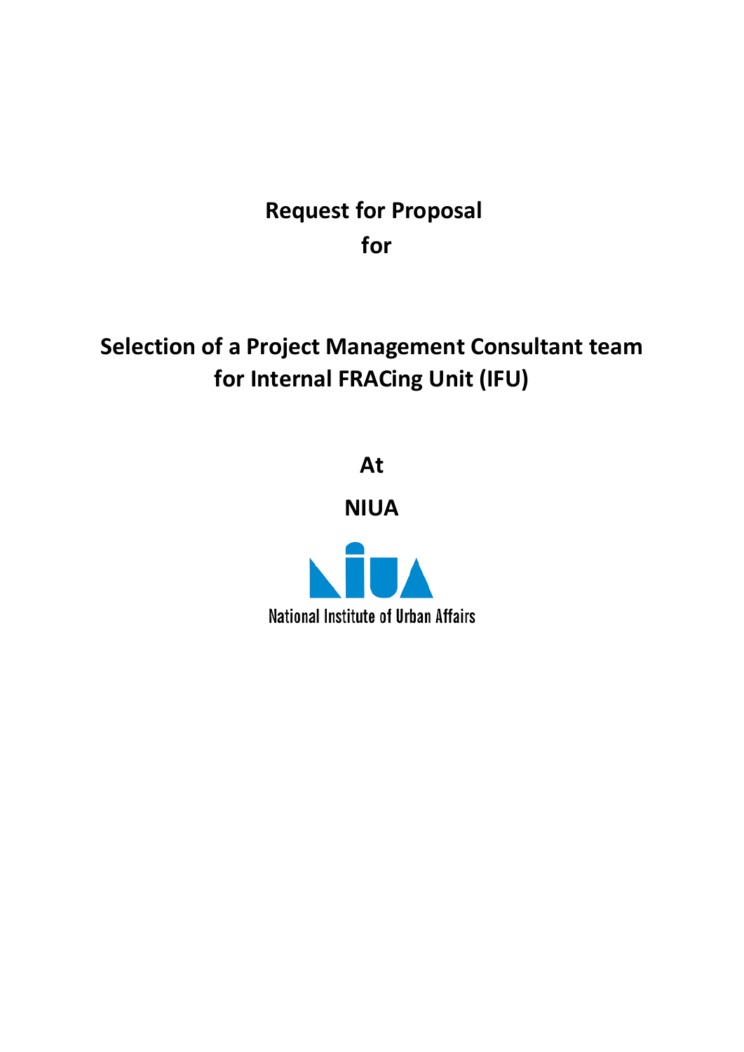# Request for Proposal
# for

# Selection of a Project Management Consultant team for Internal FRACing Unit (IFU)

# At

# NIUA

National Institute of Urban Affairs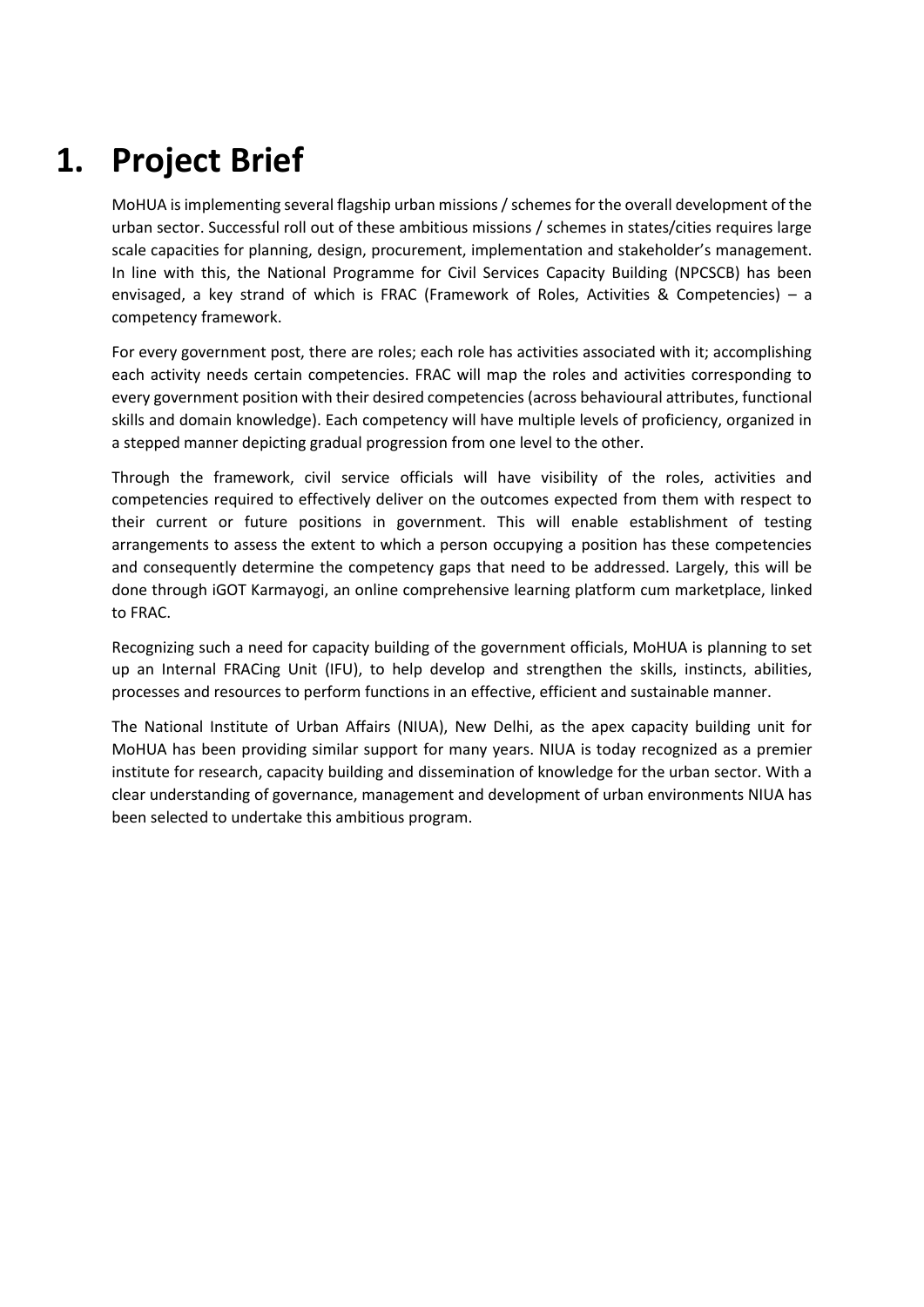# 1. Project Brief

MoHUA is implementing several flagship urban missions / schemes for the overall development of the urban sector. Successful roll out of these ambitious missions / schemes in states/cities requires large scale capacities for planning, design, procurement, implementation and stakeholder's management. In line with this, the National Programme for Civil Services Capacity Building (NPCSCB) has been envisaged, a key strand of which is FRAC (Framework of Roles, Activities & Competencies) – a competency framework.

For every government post, there are roles; each role has activities associated with it; accomplishing each activity needs certain competencies. FRAC will map the roles and activities corresponding to every government position with their desired competencies (across behavioural attributes, functional skills and domain knowledge). Each competency will have multiple levels of proficiency, organized in a stepped manner depicting gradual progression from one level to the other.

Through the framework, civil service officials will have visibility of the roles, activities and competencies required to effectively deliver on the outcomes expected from them with respect to their current or future positions in government. This will enable establishment of testing arrangements to assess the extent to which a person occupying a position has these competencies and consequently determine the competency gaps that need to be addressed. Largely, this will be done through iGOT Karmayogi, an online comprehensive learning platform cum marketplace, linked to FRAC.

Recognizing such a need for capacity building of the government officials, MoHUA is planning to set up an Internal FRACing Unit (IFU), to help develop and strengthen the skills, instincts, abilities, processes and resources to perform functions in an effective, efficient and sustainable manner.

The National Institute of Urban Affairs (NIUA), New Delhi, as the apex capacity building unit for MoHUA has been providing similar support for many years. NIUA is today recognized as a premier institute for research, capacity building and dissemination of knowledge for the urban sector. With a clear understanding of governance, management and development of urban environments NIUA has been selected to undertake this ambitious program.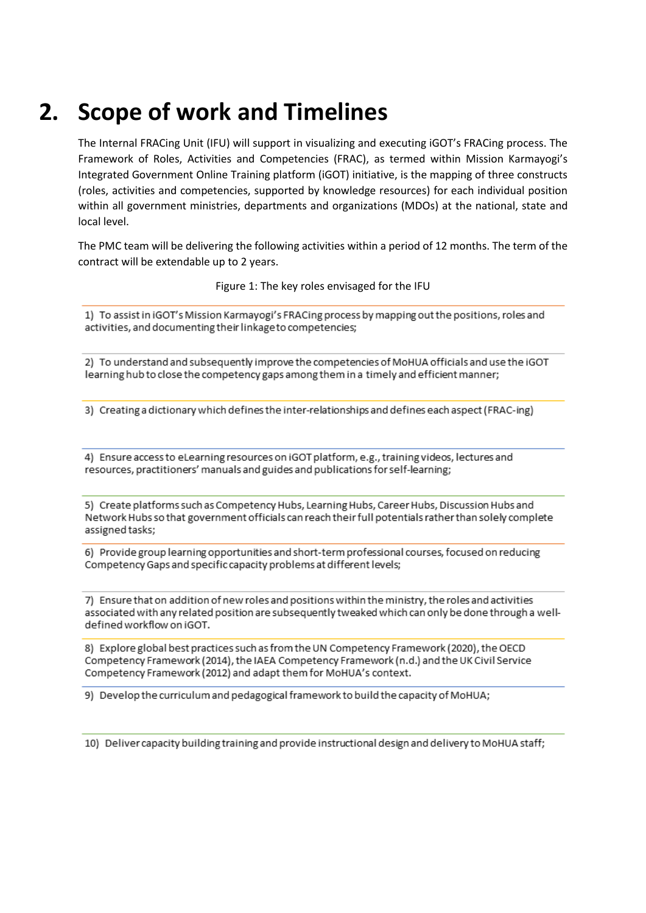# 2. Scope of work and Timelines

The Internal FRACing Unit (IFU) will support in visualizing and executing iGOT's FRACing process. The Framework of Roles, Activities and Competencies (FRAC), as termed within Mission Karmayogi's Integrated Government Online Training platform (iGOT) initiative, is the mapping of three constructs (roles, activities and competencies, supported by knowledge resources) for each individual position within all government ministries, departments and organizations (MDOs) at the national, state and local level.

The PMC team will be delivering the following activities within a period of 12 months. The term of the contract will be extendable up to 2 years.

Figure 1: The key roles envisaged for the IFU

1) To assist in iGOT's Mission Karmayogi's FRACing process by mapping out the positions, roles and activities, and documenting their linkage to competencies;

2) To understand and subsequently improve the competencies of MoHUA officials and use the iGOT learning hub to close the competency gaps among them in a timely and efficient manner;

3) Creating a dictionary which defines the inter-relationships and defines each aspect (FRAC-ing)

4) Ensure access to eLearning resources on iGOT platform, e.g., training videos, lectures and resources, practitioners' manuals and guides and publications for self-learning;

5) Create platforms such as Competency Hubs, Learning Hubs, Career Hubs, Discussion Hubs and Network Hubs so that government officials can reach their full potentials rather than solely complete assigned tasks;

6) Provide group learning opportunities and short-term professional courses, focused on reducing Competency Gaps and specific capacity problems at different levels;

7) Ensure that on addition of new roles and positions within the ministry, the roles and activities associated with any related position are subsequently tweaked which can only be done through a well-defined workflow on iGOT.

8) Explore global best practices such as from the UN Competency Framework (2020), the OECD Competency Framework (2014), the IAEA Competency Framework (n.d.) and the UK Civil Service Competency Framework (2012) and adapt them for MoHUA's context.

9) Develop the curriculum and pedagogical framework to build the capacity of MoHUA;

10) Deliver capacity building training and provide instructional design and delivery to MoHUA staff;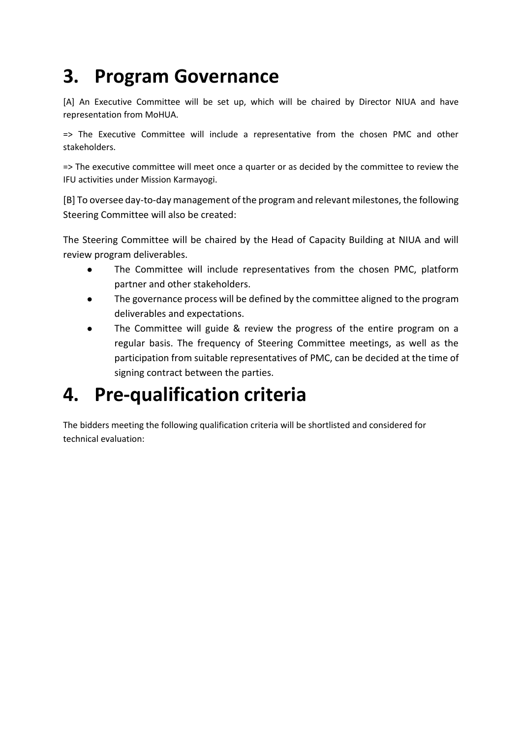# 3. Program Governance

[A] An Executive Committee will be set up, which will be chaired by Director NIUA and have representation from MoHUA.

=> The Executive Committee will include a representative from the chosen PMC and other stakeholders.

=> The executive committee will meet once a quarter or as decided by the committee to review the IFU activities under Mission Karmayogi.

[B] To oversee day-to-day management of the program and relevant milestones, the following Steering Committee will also be created:

The Steering Committee will be chaired by the Head of Capacity Building at NIUA and will review program deliverables.

- The Committee will include representatives from the chosen PMC, platform partner and other stakeholders.
- The governance process will be defined by the committee aligned to the program deliverables and expectations.
- The Committee will guide & review the progress of the entire program on a regular basis. The frequency of Steering Committee meetings, as well as the participation from suitable representatives of PMC, can be decided at the time of signing contract between the parties.

# 4. Pre-qualification criteria

The bidders meeting the following qualification criteria will be shortlisted and considered for technical evaluation: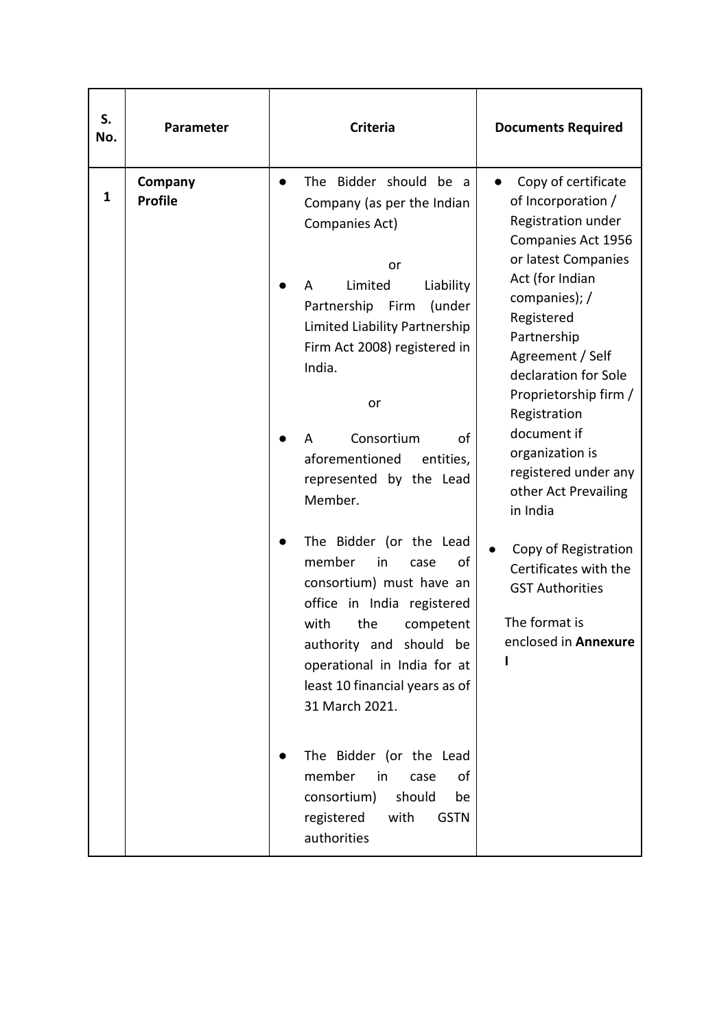| S. No. | Parameter | Criteria | Documents Required |
|---|---|---|---|
| 1 | **Company Profile** | ● The Bidder should be a Company (as per the Indian Companies Act)<br><br>or<br><br>● A Limited Liability Partnership Firm (under Limited Liability Partnership Firm Act 2008) registered in India.<br><br>or<br><br>● A Consortium of aforementioned entities, represented by the Lead Member.<br><br>● The Bidder (or the Lead member in case of consortium) must have an office in India registered with the competent authority and should be operational in India for at least 10 financial years as of 31 March 2021.<br><br>● The Bidder (or the Lead member in case of consortium) should be registered with GSTN authorities | ● Copy of certificate of Incorporation / Registration under Companies Act 1956 or latest Companies Act (for Indian companies); / Registered Partnership Agreement / Self declaration for Sole Proprietorship firm / Registration document if organization is registered under any other Act Prevailing in India<br><br>● Copy of Registration Certificates with the GST Authorities<br><br>The format is enclosed in **Annexure I** |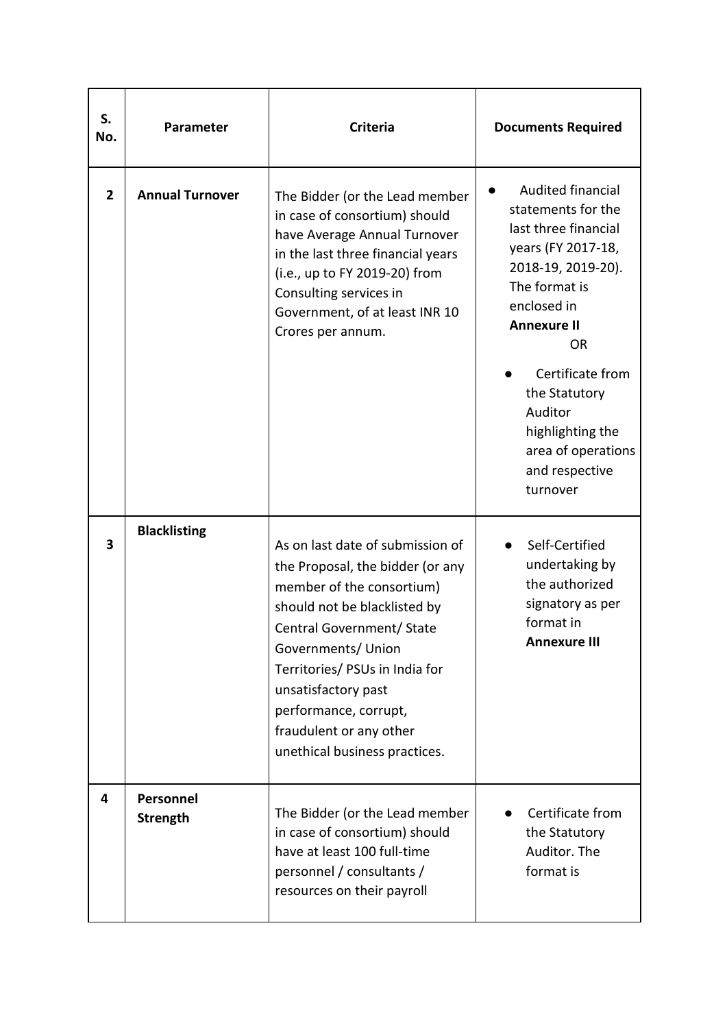| S. No. | Parameter | Criteria | Documents Required |
|---|---|---|---|
| 2 | **Annual Turnover** | The Bidder (or the Lead member in case of consortium) should have Average Annual Turnover in the last three financial years (i.e., up to FY 2019-20) from Consulting services in Government, of at least INR 10 Crores per annum. | ● Audited financial statements for the last three financial years (FY 2017-18, 2018-19, 2019-20). The format is enclosed in **Annexure II**<br>OR<br>● Certificate from the Statutory Auditor highlighting the area of operations and respective turnover |
| 3 | **Blacklisting** | As on last date of submission of the Proposal, the bidder (or any member of the consortium) should not be blacklisted by Central Government/ State Governments/ Union Territories/ PSUs in India for unsatisfactory past performance, corrupt, fraudulent or any other unethical business practices. | ● Self-Certified undertaking by the authorized signatory as per format in **Annexure III** |
| 4 | **Personnel Strength** | The Bidder (or the Lead member in case of consortium) should have at least 100 full-time personnel / consultants / resources on their payroll | ● Certificate from the Statutory Auditor. The format is |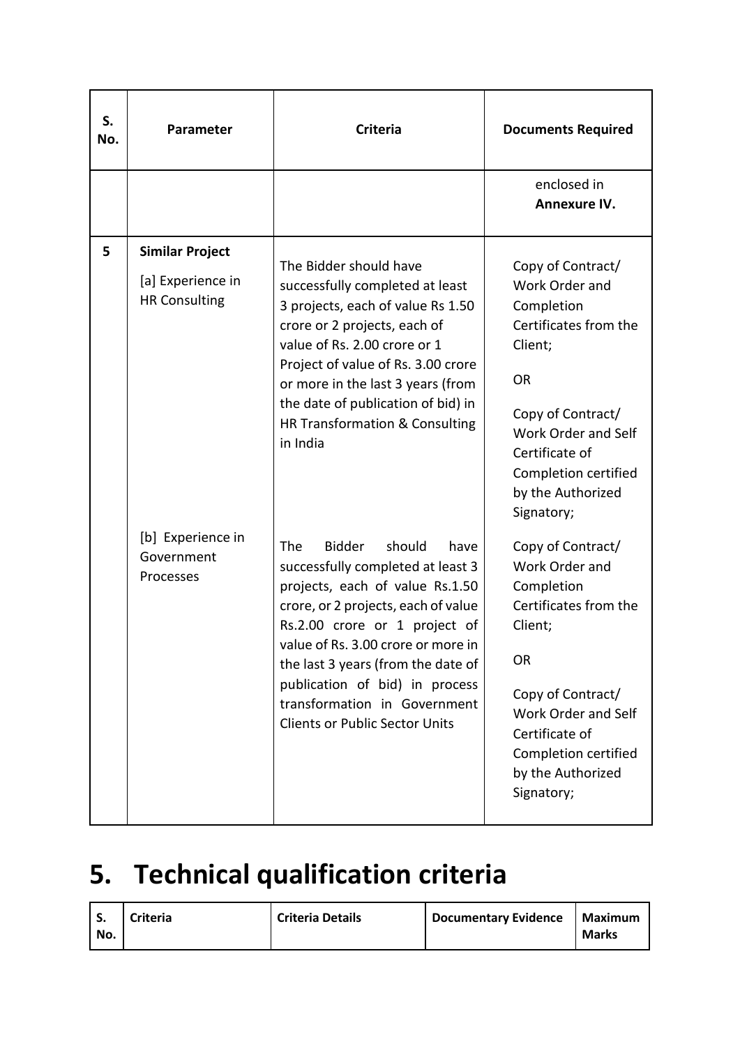| S. No. | Parameter | Criteria | Documents Required |
|---|---|---|---|
| | | | enclosed in **Annexure IV.** |
| 5 | **Similar Project**<br><br>[a] Experience in HR Consulting | The Bidder should have successfully completed at least 3 projects, each of value Rs 1.50 crore or 2 projects, each of value of Rs. 2.00 crore or 1 Project of value of Rs. 3.00 crore or more in the last 3 years (from the date of publication of bid) in HR Transformation & Consulting in India | Copy of Contract/ Work Order and Completion Certificates from the Client;<br><br>OR<br><br>Copy of Contract/ Work Order and Self Certificate of Completion certified by the Authorized Signatory; |
| | [b] Experience in Government Processes | The Bidder should have successfully completed at least 3 projects, each of value Rs.1.50 crore, or 2 projects, each of value Rs.2.00 crore or 1 project of value of Rs. 3.00 crore or more in the last 3 years (from the date of publication of bid) in process transformation in Government Clients or Public Sector Units | Copy of Contract/ Work Order and Completion Certificates from the Client;<br><br>OR<br><br>Copy of Contract/ Work Order and Self Certificate of Completion certified by the Authorized Signatory; |

# 5. Technical qualification criteria

| S. No. | Criteria | Criteria Details | Documentary Evidence | Maximum Marks |
|---|---|---|---|---|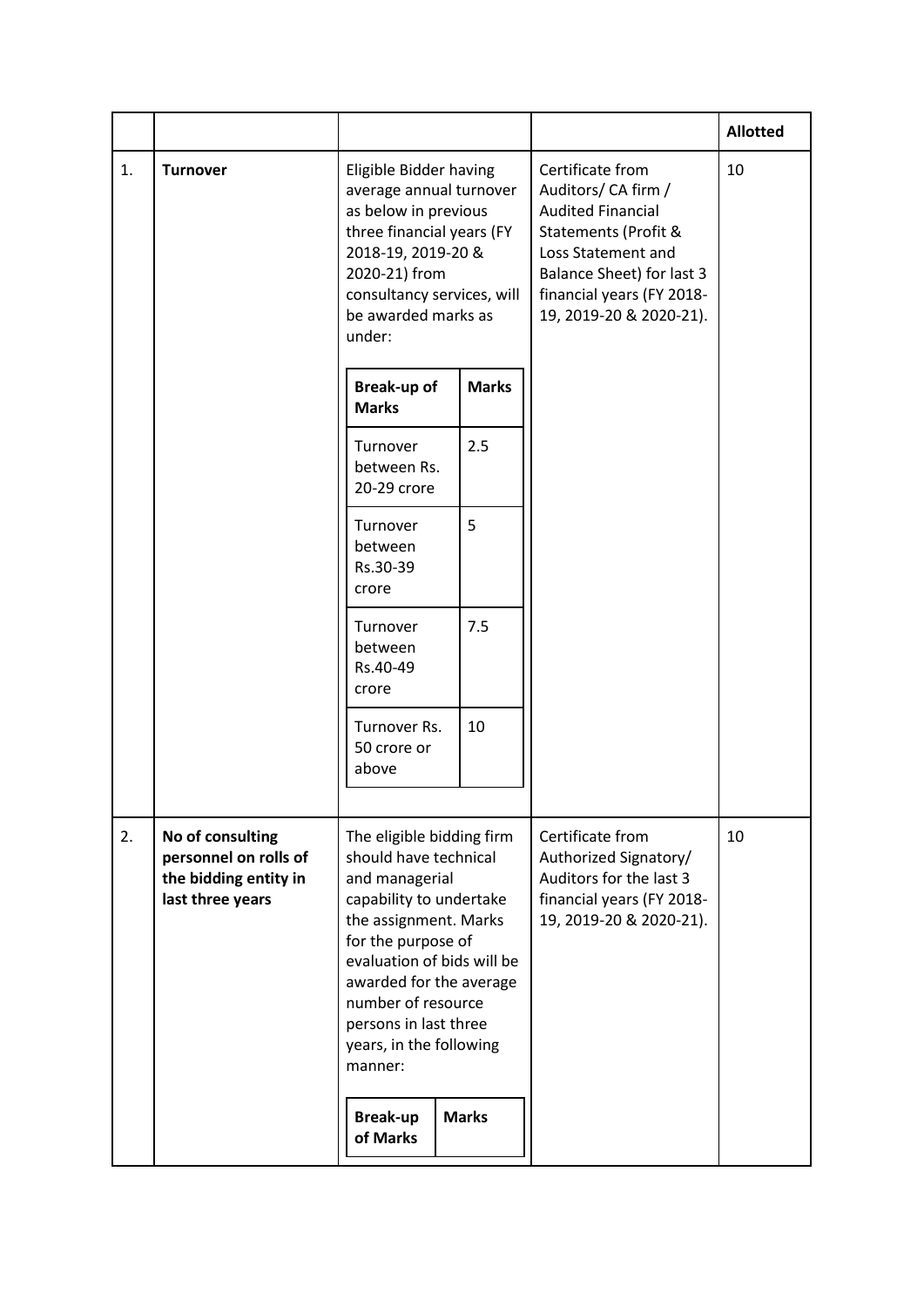| | | | | Allotted |
|---|---|---|---|---|
| 1. | **Turnover** | Eligible Bidder having average annual turnover as below in previous three financial years (FY 2018-19, 2019-20 & 2020-21) from consultancy services, will be awarded marks as under:<br><br>**Break-up of Marks** — **Marks**<br>Turnover between Rs. 20-29 crore — 2.5<br>Turnover between Rs.30-39 crore — 5<br>Turnover between Rs.40-49 crore — 7.5<br>Turnover Rs. 50 crore or above — 10 | Certificate from Auditors/ CA firm / Audited Financial Statements (Profit & Loss Statement and Balance Sheet) for last 3 financial years (FY 2018-19, 2019-20 & 2020-21). | 10 |
| 2. | **No of consulting personnel on rolls of the bidding entity in last three years** | The eligible bidding firm should have technical and managerial capability to undertake the assignment. Marks for the purpose of evaluation of bids will be awarded for the average number of resource persons in last three years, in the following manner:<br><br>**Break-up of Marks** — **Marks** | Certificate from Authorized Signatory/ Auditors for the last 3 financial years (FY 2018-19, 2019-20 & 2020-21). | 10 |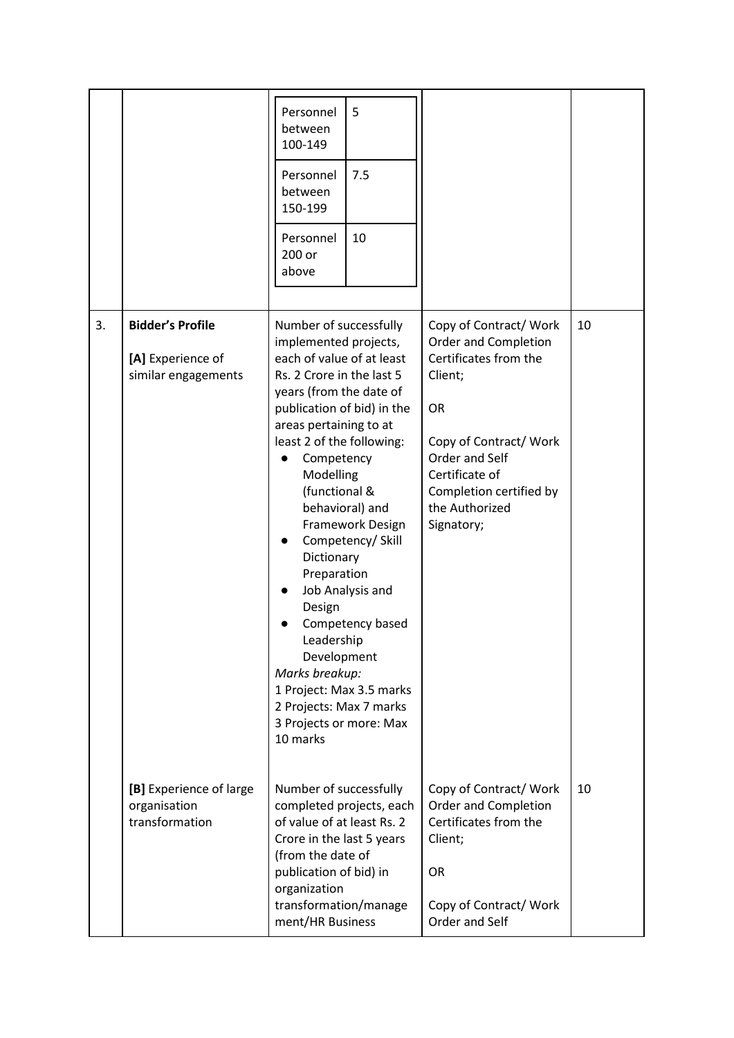| | | | | |
|---|---|---|---|---|
| | | Personnel between 100-149: 5<br>Personnel between 150-199: 7.5<br>Personnel 200 or above: 10 | | |
| 3. | **Bidder's Profile**<br><br>**[A]** Experience of similar engagements | Number of successfully implemented projects, each of value of at least Rs. 2 Crore in the last 5 years (from the date of publication of bid) in the areas pertaining to at least 2 of the following:<br>● Competency Modelling (functional & behavioral) and Framework Design<br>● Competency/ Skill Dictionary Preparation<br>● Job Analysis and Design<br>● Competency based Leadership Development<br>*Marks breakup:*<br>1 Project: Max 3.5 marks<br>2 Projects: Max 7 marks<br>3 Projects or more: Max 10 marks | Copy of Contract/ Work Order and Completion Certificates from the Client;<br><br>OR<br><br>Copy of Contract/ Work Order and Self Certificate of Completion certified by the Authorized Signatory; | 10 |
| | **[B]** Experience of large organisation transformation | Number of successfully completed projects, each of value of at least Rs. 2 Crore in the last 5 years (from the date of publication of bid) in organization transformation/management/HR Business | Copy of Contract/ Work Order and Completion Certificates from the Client;<br><br>OR<br><br>Copy of Contract/ Work Order and Self | 10 |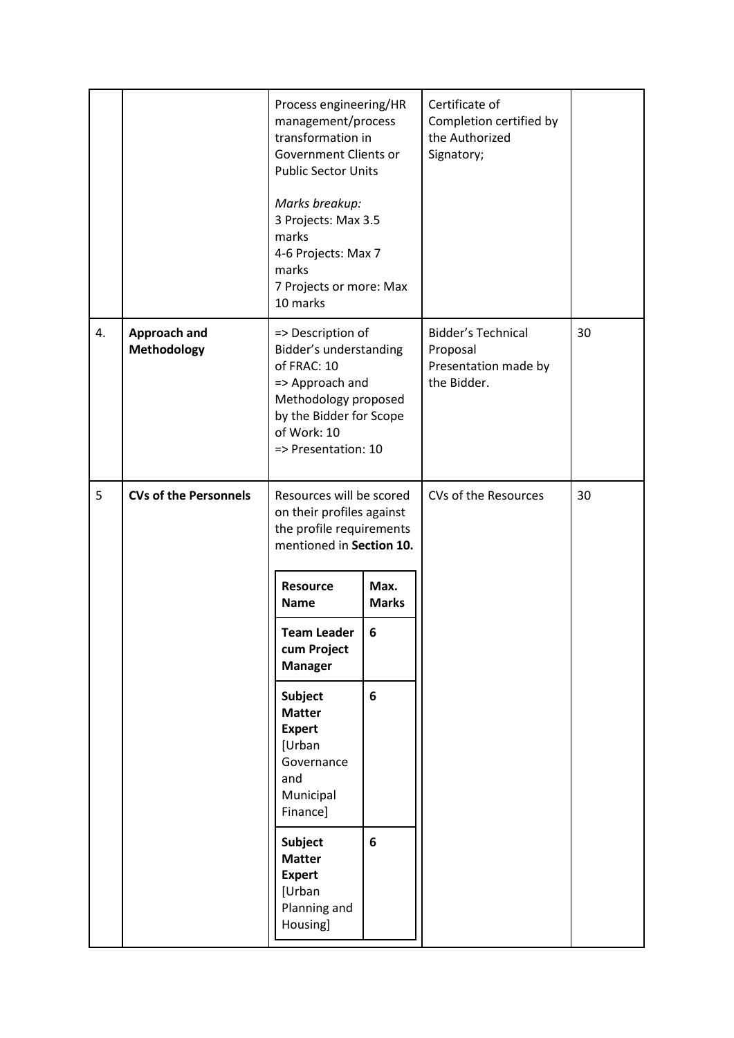| | | | | |
|---|---|---|---|---|
| | | Process engineering/HR management/process transformation in Government Clients or Public Sector Units<br><br>*Marks breakup:*<br>3 Projects: Max 3.5 marks<br>4-6 Projects: Max 7 marks<br>7 Projects or more: Max 10 marks | Certificate of Completion certified by the Authorized Signatory; | |
| 4. | **Approach and Methodology** | => Description of Bidder's understanding of FRAC: 10<br>=> Approach and Methodology proposed by the Bidder for Scope of Work: 10<br>=> Presentation: 10 | Bidder's Technical Proposal<br>Presentation made by the Bidder. | 30 |
| 5 | **CVs of the Personnels** | Resources will be scored on their profiles against the profile requirements mentioned in **Section 10.**<br><br>**Resource Name** – **Max. Marks**<br>**Team Leader cum Project Manager** – **6**<br>**Subject Matter Expert** [Urban Governance and Municipal Finance] – **6**<br>**Subject Matter Expert** [Urban Planning and Housing] – **6** | CVs of the Resources | 30 |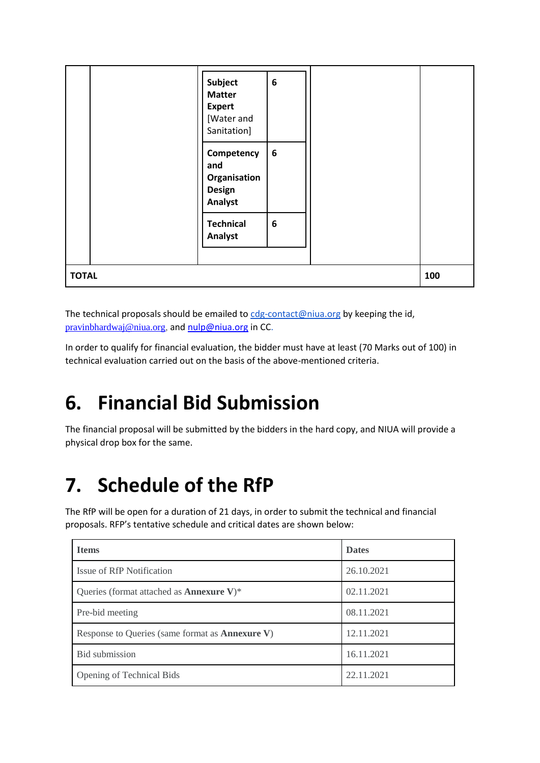| | | | | |
|---|---|---|---|---|
| | | **Subject Matter Expert** [Water and Sanitation] — 6<br>**Competency and Organisation Design Analyst** — 6<br>**Technical Analyst** — 6 | | |
| **TOTAL** | | | | **100** |

The technical proposals should be emailed to cdg-contact@niua.org by keeping the id, pravinbhardwaj@niua.org, and nulp@niua.org in CC.

In order to qualify for financial evaluation, the bidder must have at least (70 Marks out of 100) in technical evaluation carried out on the basis of the above-mentioned criteria.

# 6. Financial Bid Submission

The financial proposal will be submitted by the bidders in the hard copy, and NIUA will provide a physical drop box for the same.

# 7. Schedule of the RfP

The RfP will be open for a duration of 21 days, in order to submit the technical and financial proposals. RFP's tentative schedule and critical dates are shown below:

| **Items** | **Dates** |
|---|---|
| Issue of RfP Notification | 26.10.2021 |
| Queries (format attached as **Annexure V**)* | 02.11.2021 |
| Pre-bid meeting | 08.11.2021 |
| Response to Queries (same format as **Annexure V**) | 12.11.2021 |
| Bid submission | 16.11.2021 |
| Opening of Technical Bids | 22.11.2021 |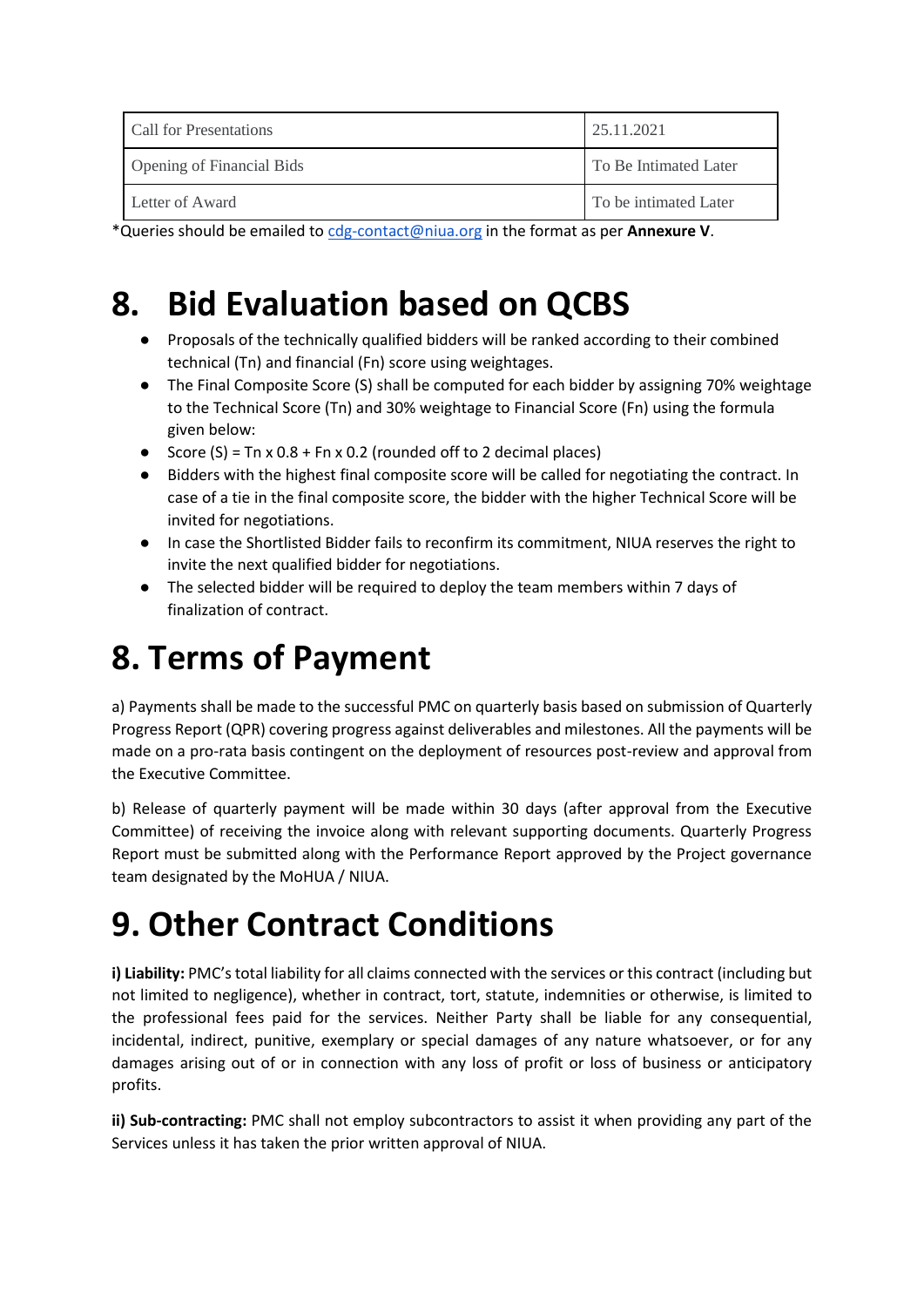| Call for Presentations | 25.11.2021 |
| --- | --- |
| Opening of Financial Bids | To Be Intimated Later |
| Letter of Award | To be intimated Later |

*Queries should be emailed to cdg-contact@niua.org in the format as per **Annexure V**.

# 8. Bid Evaluation based on QCBS

- Proposals of the technically qualified bidders will be ranked according to their combined technical (Tn) and financial (Fn) score using weightages.
- The Final Composite Score (S) shall be computed for each bidder by assigning 70% weightage to the Technical Score (Tn) and 30% weightage to Financial Score (Fn) using the formula given below:
- Score (S) = Tn x 0.8 + Fn x 0.2 (rounded off to 2 decimal places)
- Bidders with the highest final composite score will be called for negotiating the contract. In case of a tie in the final composite score, the bidder with the higher Technical Score will be invited for negotiations.
- In case the Shortlisted Bidder fails to reconfirm its commitment, NIUA reserves the right to invite the next qualified bidder for negotiations.
- The selected bidder will be required to deploy the team members within 7 days of finalization of contract.

# 8. Terms of Payment

a) Payments shall be made to the successful PMC on quarterly basis based on submission of Quarterly Progress Report (QPR) covering progress against deliverables and milestones. All the payments will be made on a pro-rata basis contingent on the deployment of resources post-review and approval from the Executive Committee.

b) Release of quarterly payment will be made within 30 days (after approval from the Executive Committee) of receiving the invoice along with relevant supporting documents. Quarterly Progress Report must be submitted along with the Performance Report approved by the Project governance team designated by the MoHUA / NIUA.

# 9. Other Contract Conditions

**i) Liability:** PMC's total liability for all claims connected with the services or this contract (including but not limited to negligence), whether in contract, tort, statute, indemnities or otherwise, is limited to the professional fees paid for the services. Neither Party shall be liable for any consequential, incidental, indirect, punitive, exemplary or special damages of any nature whatsoever, or for any damages arising out of or in connection with any loss of profit or loss of business or anticipatory profits.

**ii) Sub-contracting:** PMC shall not employ subcontractors to assist it when providing any part of the Services unless it has taken the prior written approval of NIUA.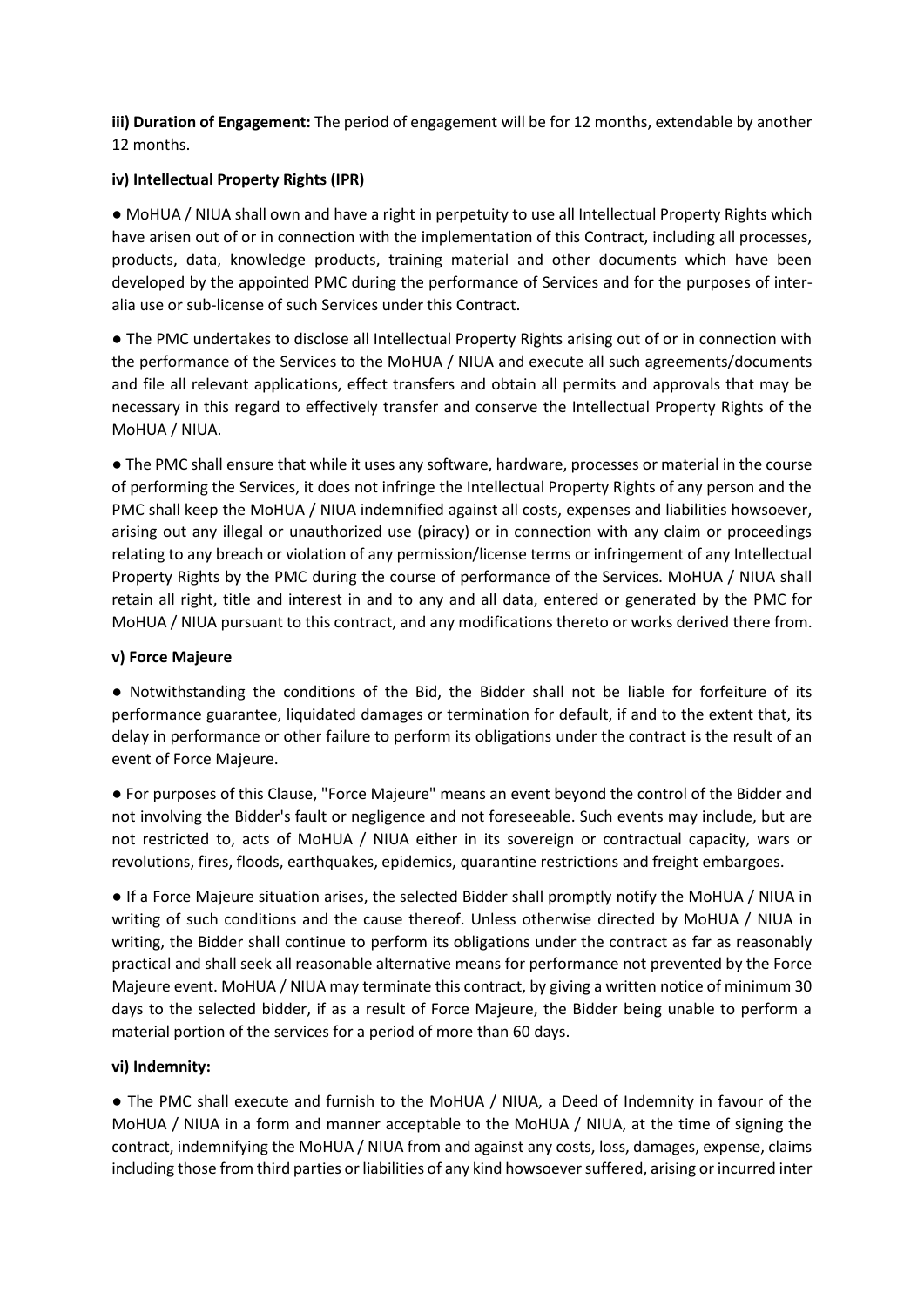**iii) Duration of Engagement:** The period of engagement will be for 12 months, extendable by another 12 months.

**iv) Intellectual Property Rights (IPR)**

● MoHUA / NIUA shall own and have a right in perpetuity to use all Intellectual Property Rights which have arisen out of or in connection with the implementation of this Contract, including all processes, products, data, knowledge products, training material and other documents which have been developed by the appointed PMC during the performance of Services and for the purposes of inter-alia use or sub-license of such Services under this Contract.

● The PMC undertakes to disclose all Intellectual Property Rights arising out of or in connection with the performance of the Services to the MoHUA / NIUA and execute all such agreements/documents and file all relevant applications, effect transfers and obtain all permits and approvals that may be necessary in this regard to effectively transfer and conserve the Intellectual Property Rights of the MoHUA / NIUA.

● The PMC shall ensure that while it uses any software, hardware, processes or material in the course of performing the Services, it does not infringe the Intellectual Property Rights of any person and the PMC shall keep the MoHUA / NIUA indemnified against all costs, expenses and liabilities howsoever, arising out any illegal or unauthorized use (piracy) or in connection with any claim or proceedings relating to any breach or violation of any permission/license terms or infringement of any Intellectual Property Rights by the PMC during the course of performance of the Services. MoHUA / NIUA shall retain all right, title and interest in and to any and all data, entered or generated by the PMC for MoHUA / NIUA pursuant to this contract, and any modifications thereto or works derived there from.

**v) Force Majeure**

● Notwithstanding the conditions of the Bid, the Bidder shall not be liable for forfeiture of its performance guarantee, liquidated damages or termination for default, if and to the extent that, its delay in performance or other failure to perform its obligations under the contract is the result of an event of Force Majeure.

● For purposes of this Clause, "Force Majeure" means an event beyond the control of the Bidder and not involving the Bidder's fault or negligence and not foreseeable. Such events may include, but are not restricted to, acts of MoHUA / NIUA either in its sovereign or contractual capacity, wars or revolutions, fires, floods, earthquakes, epidemics, quarantine restrictions and freight embargoes.

● If a Force Majeure situation arises, the selected Bidder shall promptly notify the MoHUA / NIUA in writing of such conditions and the cause thereof. Unless otherwise directed by MoHUA / NIUA in writing, the Bidder shall continue to perform its obligations under the contract as far as reasonably practical and shall seek all reasonable alternative means for performance not prevented by the Force Majeure event. MoHUA / NIUA may terminate this contract, by giving a written notice of minimum 30 days to the selected bidder, if as a result of Force Majeure, the Bidder being unable to perform a material portion of the services for a period of more than 60 days.

**vi) Indemnity:**

● The PMC shall execute and furnish to the MoHUA / NIUA, a Deed of Indemnity in favour of the MoHUA / NIUA in a form and manner acceptable to the MoHUA / NIUA, at the time of signing the contract, indemnifying the MoHUA / NIUA from and against any costs, loss, damages, expense, claims including those from third parties or liabilities of any kind howsoever suffered, arising or incurred inter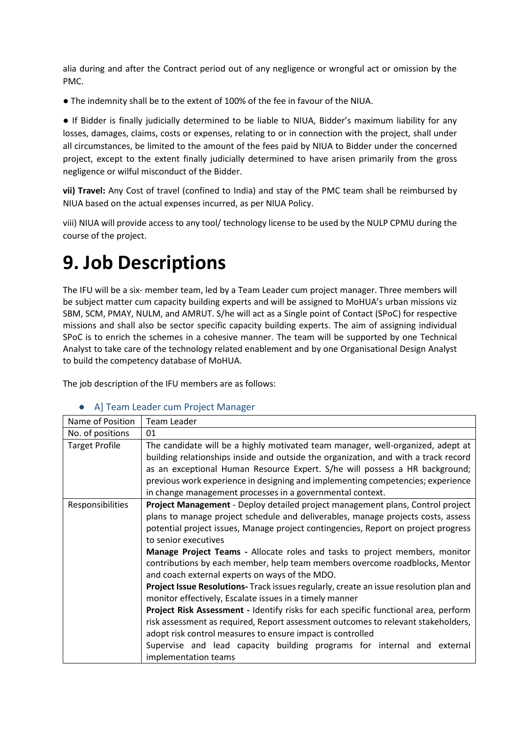alia during and after the Contract period out of any negligence or wrongful act or omission by the PMC.

● The indemnity shall be to the extent of 100% of the fee in favour of the NIUA.

● If Bidder is finally judicially determined to be liable to NIUA, Bidder's maximum liability for any losses, damages, claims, costs or expenses, relating to or in connection with the project, shall under all circumstances, be limited to the amount of the fees paid by NIUA to Bidder under the concerned project, except to the extent finally judicially determined to have arisen primarily from the gross negligence or wilful misconduct of the Bidder.

**vii) Travel:** Any Cost of travel (confined to India) and stay of the PMC team shall be reimbursed by NIUA based on the actual expenses incurred, as per NIUA Policy.

viii) NIUA will provide access to any tool/ technology license to be used by the NULP CPMU during the course of the project.

# 9. Job Descriptions

The IFU will be a six- member team, led by a Team Leader cum project manager. Three members will be subject matter cum capacity building experts and will be assigned to MoHUA's urban missions viz SBM, SCM, PMAY, NULM, and AMRUT. S/he will act as a Single point of Contact (SPoC) for respective missions and shall also be sector specific capacity building experts. The aim of assigning individual SPoC is to enrich the schemes in a cohesive manner. The team will be supported by one Technical Analyst to take care of the technology related enablement and by one Organisational Design Analyst to build the competency database of MoHUA.

The job description of the IFU members are as follows:

- A] Team Leader cum Project Manager

| Name of Position | Team Leader |
|---|---|
| No. of positions | 01 |
| Target Profile | The candidate will be a highly motivated team manager, well-organized, adept at building relationships inside and outside the organization, and with a track record as an exceptional Human Resource Expert. S/he will possess a HR background; previous work experience in designing and implementing competencies; experience in change management processes in a governmental context. |
| Responsibilities | **Project Management** - Deploy detailed project management plans, Control project plans to manage project schedule and deliverables, manage projects costs, assess potential project issues, Manage project contingencies, Report on project progress to senior executives<br>**Manage Project Teams -** Allocate roles and tasks to project members, monitor contributions by each member, help team members overcome roadblocks, Mentor and coach external experts on ways of the MDO.<br>**Project Issue Resolutions-** Track issues regularly, create an issue resolution plan and monitor effectively, Escalate issues in a timely manner<br>**Project Risk Assessment -** Identify risks for each specific functional area, perform risk assessment as required, Report assessment outcomes to relevant stakeholders, adopt risk control measures to ensure impact is controlled<br>Supervise and lead capacity building programs for internal and external implementation teams |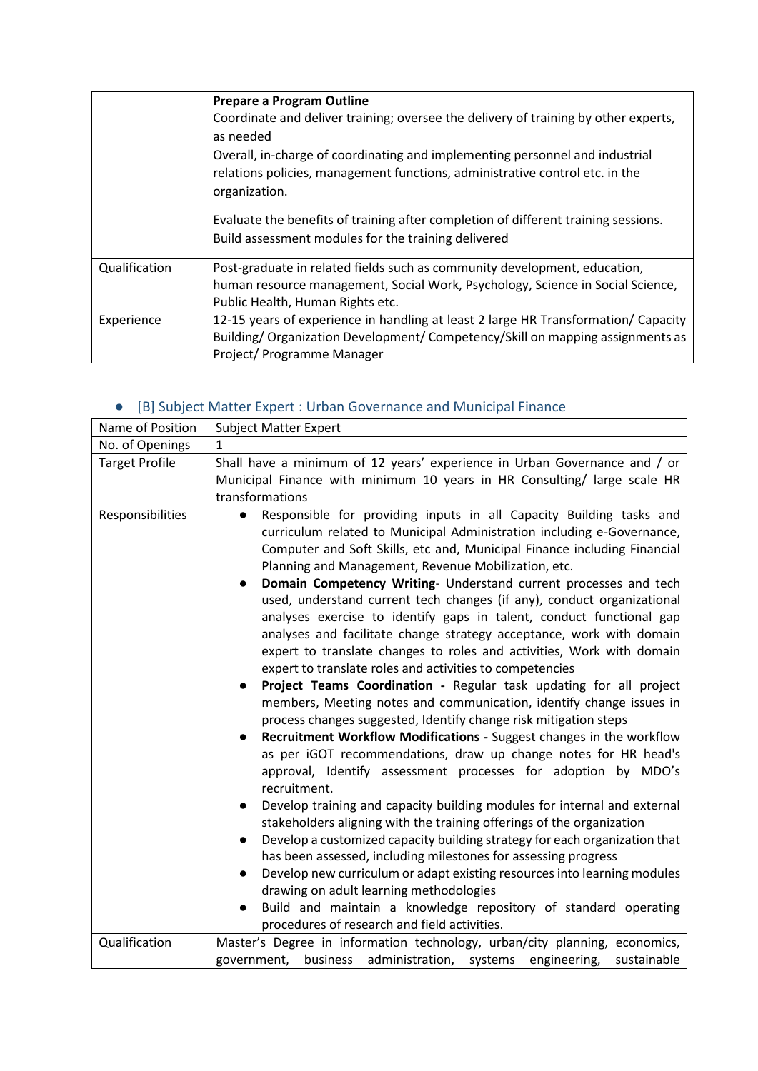| | |
|---|---|
| | **Prepare a Program Outline**<br>Coordinate and deliver training; oversee the delivery of training by other experts, as needed<br>Overall, in-charge of coordinating and implementing personnel and industrial relations policies, management functions, administrative control etc. in the organization.<br><br>Evaluate the benefits of training after completion of different training sessions. Build assessment modules for the training delivered |
| Qualification | Post-graduate in related fields such as community development, education, human resource management, Social Work, Psychology, Science in Social Science, Public Health, Human Rights etc. |
| Experience | 12-15 years of experience in handling at least 2 large HR Transformation/ Capacity Building/ Organization Development/ Competency/Skill on mapping assignments as Project/ Programme Manager |

- [B] Subject Matter Expert : Urban Governance and Municipal Finance

| Name of Position | Subject Matter Expert |
|---|---|
| No. of Openings | 1 |
| Target Profile | Shall have a minimum of 12 years' experience in Urban Governance and / or Municipal Finance with minimum 10 years in HR Consulting/ large scale HR transformations |
| Responsibilities | • Responsible for providing inputs in all Capacity Building tasks and curriculum related to Municipal Administration including e-Governance, Computer and Soft Skills, etc and, Municipal Finance including Financial Planning and Management, Revenue Mobilization, etc.<br>• **Domain Competency Writing**- Understand current processes and tech used, understand current tech changes (if any), conduct organizational analyses exercise to identify gaps in talent, conduct functional gap analyses and facilitate change strategy acceptance, work with domain expert to translate changes to roles and activities, Work with domain expert to translate roles and activities to competencies<br>• **Project Teams Coordination -** Regular task updating for all project members, Meeting notes and communication, identify change issues in process changes suggested, Identify change risk mitigation steps<br>• **Recruitment Workflow Modifications -** Suggest changes in the workflow as per iGOT recommendations, draw up change notes for HR head's approval, Identify assessment processes for adoption by MDO's recruitment.<br>• Develop training and capacity building modules for internal and external stakeholders aligning with the training offerings of the organization<br>• Develop a customized capacity building strategy for each organization that has been assessed, including milestones for assessing progress<br>• Develop new curriculum or adapt existing resources into learning modules drawing on adult learning methodologies<br>• Build and maintain a knowledge repository of standard operating procedures of research and field activities. |
| Qualification | Master's Degree in information technology, urban/city planning, economics, government, business administration, systems engineering, sustainable |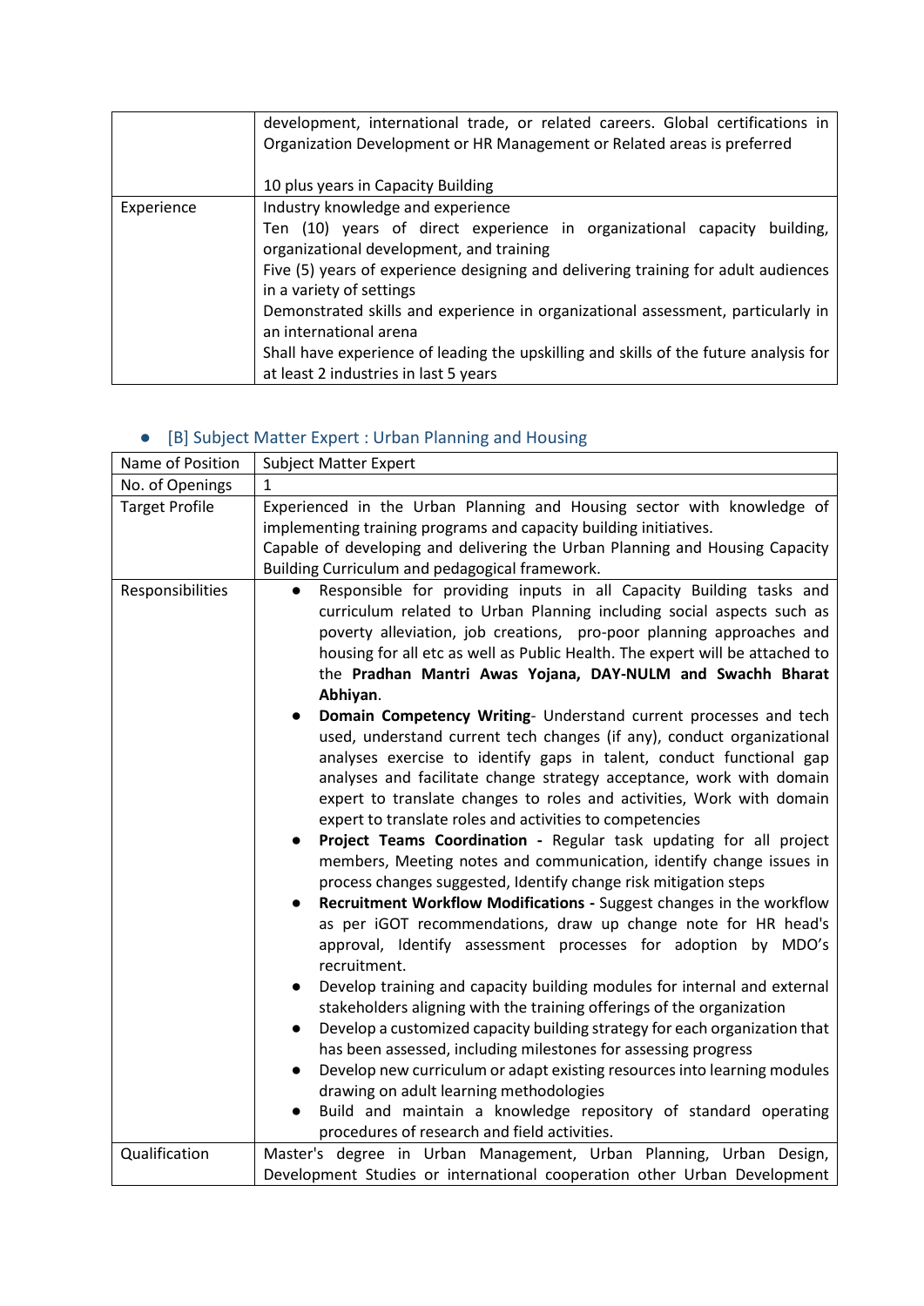| | |
|---|---|
| | development, international trade, or related careers. Global certifications in Organization Development or HR Management or Related areas is preferred<br><br>10 plus years in Capacity Building |
| Experience | Industry knowledge and experience<br>Ten (10) years of direct experience in organizational capacity building, organizational development, and training<br>Five (5) years of experience designing and delivering training for adult audiences in a variety of settings<br>Demonstrated skills and experience in organizational assessment, particularly in an international arena<br>Shall have experience of leading the upskilling and skills of the future analysis for at least 2 industries in last 5 years |

- [B] Subject Matter Expert : Urban Planning and Housing

| Name of Position | Subject Matter Expert |
|---|---|
| No. of Openings | 1 |
| Target Profile | Experienced in the Urban Planning and Housing sector with knowledge of implementing training programs and capacity building initiatives.<br>Capable of developing and delivering the Urban Planning and Housing Capacity Building Curriculum and pedagogical framework. |
| Responsibilities | ● Responsible for providing inputs in all Capacity Building tasks and curriculum related to Urban Planning including social aspects such as poverty alleviation, job creations, pro-poor planning approaches and housing for all etc as well as Public Health. The expert will be attached to the **Pradhan Mantri Awas Yojana, DAY-NULM and Swachh Bharat Abhiyan**.<br>● **Domain Competency Writing**- Understand current processes and tech used, understand current tech changes (if any), conduct organizational analyses exercise to identify gaps in talent, conduct functional gap analyses and facilitate change strategy acceptance, work with domain expert to translate changes to roles and activities, Work with domain expert to translate roles and activities to competencies<br>● **Project Teams Coordination -** Regular task updating for all project members, Meeting notes and communication, identify change issues in process changes suggested, Identify change risk mitigation steps<br>● **Recruitment Workflow Modifications -** Suggest changes in the workflow as per iGOT recommendations, draw up change note for HR head's approval, Identify assessment processes for adoption by MDO's recruitment.<br>● Develop training and capacity building modules for internal and external stakeholders aligning with the training offerings of the organization<br>● Develop a customized capacity building strategy for each organization that has been assessed, including milestones for assessing progress<br>● Develop new curriculum or adapt existing resources into learning modules drawing on adult learning methodologies<br>● Build and maintain a knowledge repository of standard operating procedures of research and field activities. |
| Qualification | Master's degree in Urban Management, Urban Planning, Urban Design, Development Studies or international cooperation other Urban Development |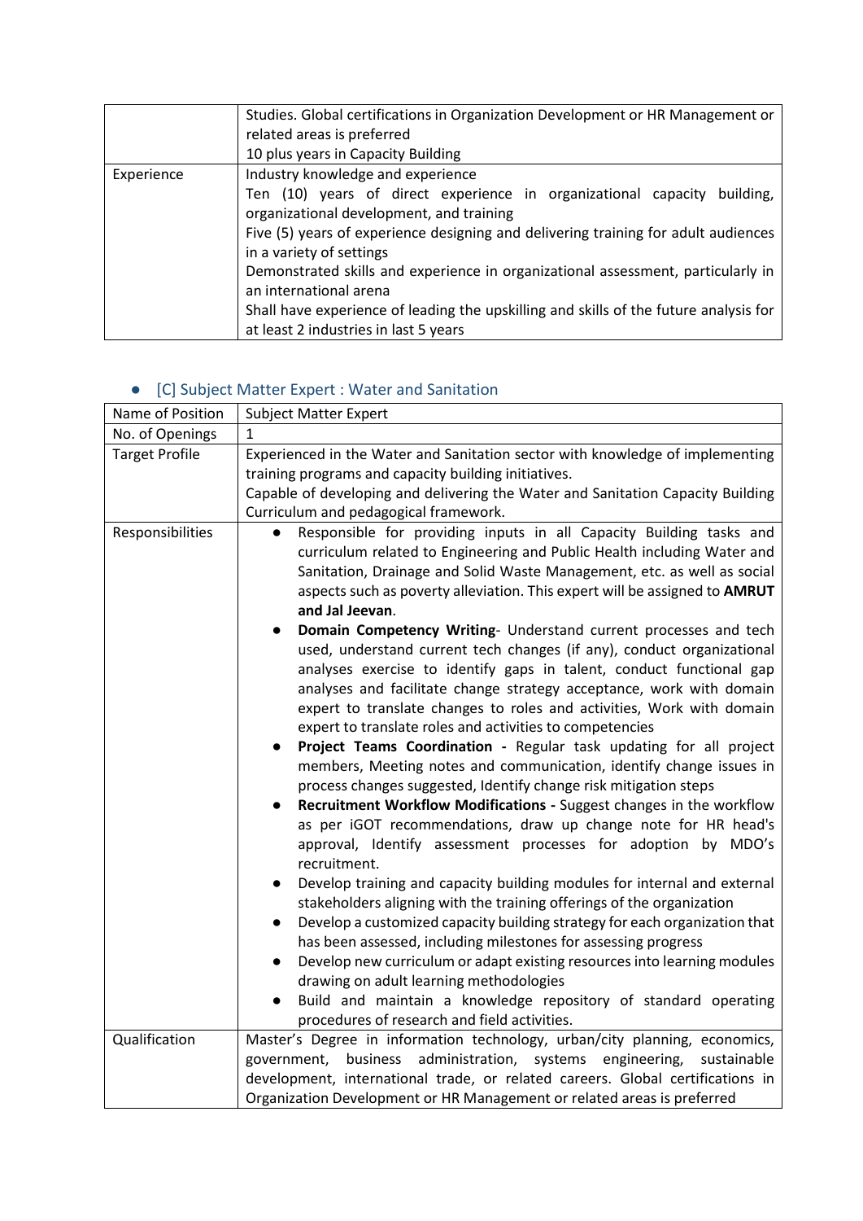|  |  |
|---|---|
|  | Studies. Global certifications in Organization Development or HR Management or related areas is preferred<br>10 plus years in Capacity Building |
| Experience | Industry knowledge and experience<br>Ten (10) years of direct experience in organizational capacity building, organizational development, and training<br>Five (5) years of experience designing and delivering training for adult audiences in a variety of settings<br>Demonstrated skills and experience in organizational assessment, particularly in an international arena<br>Shall have experience of leading the upskilling and skills of the future analysis for at least 2 industries in last 5 years |

- [C] Subject Matter Expert : Water and Sanitation

|  |  |
|---|---|
| Name of Position | Subject Matter Expert |
| No. of Openings | 1 |
| Target Profile | Experienced in the Water and Sanitation sector with knowledge of implementing training programs and capacity building initiatives.<br>Capable of developing and delivering the Water and Sanitation Capacity Building Curriculum and pedagogical framework. |
| Responsibilities | ● Responsible for providing inputs in all Capacity Building tasks and curriculum related to Engineering and Public Health including Water and Sanitation, Drainage and Solid Waste Management, etc. as well as social aspects such as poverty alleviation. This expert will be assigned to **AMRUT and Jal Jeevan**.<br>● **Domain Competency Writing**- Understand current processes and tech used, understand current tech changes (if any), conduct organizational analyses exercise to identify gaps in talent, conduct functional gap analyses and facilitate change strategy acceptance, work with domain expert to translate changes to roles and activities, Work with domain expert to translate roles and activities to competencies<br>● **Project Teams Coordination -** Regular task updating for all project members, Meeting notes and communication, identify change issues in process changes suggested, Identify change risk mitigation steps<br>● **Recruitment Workflow Modifications -** Suggest changes in the workflow as per iGOT recommendations, draw up change note for HR head's approval, Identify assessment processes for adoption by MDO's recruitment.<br>● Develop training and capacity building modules for internal and external stakeholders aligning with the training offerings of the organization<br>● Develop a customized capacity building strategy for each organization that has been assessed, including milestones for assessing progress<br>● Develop new curriculum or adapt existing resources into learning modules drawing on adult learning methodologies<br>● Build and maintain a knowledge repository of standard operating procedures of research and field activities. |
| Qualification | Master's Degree in information technology, urban/city planning, economics, government, business administration, systems engineering, sustainable development, international trade, or related careers. Global certifications in Organization Development or HR Management or related areas is preferred |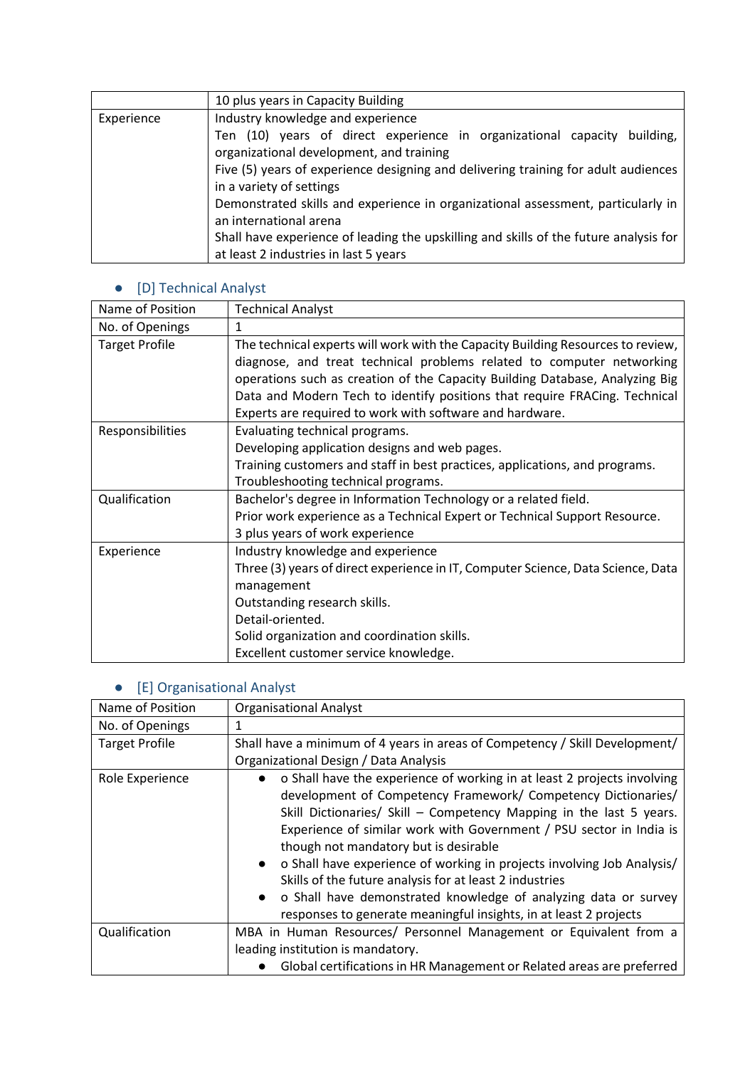| | |
|---|---|
| | 10 plus years in Capacity Building |
| Experience | Industry knowledge and experience<br>Ten (10) years of direct experience in organizational capacity building, organizational development, and training<br>Five (5) years of experience designing and delivering training for adult audiences in a variety of settings<br>Demonstrated skills and experience in organizational assessment, particularly in an international arena<br>Shall have experience of leading the upskilling and skills of the future analysis for at least 2 industries in last 5 years |

- [D] Technical Analyst

| Name of Position | Technical Analyst |
|---|---|
| No. of Openings | 1 |
| Target Profile | The technical experts will work with the Capacity Building Resources to review, diagnose, and treat technical problems related to computer networking operations such as creation of the Capacity Building Database, Analyzing Big Data and Modern Tech to identify positions that require FRACing. Technical Experts are required to work with software and hardware. |
| Responsibilities | Evaluating technical programs.<br>Developing application designs and web pages.<br>Training customers and staff in best practices, applications, and programs.<br>Troubleshooting technical programs. |
| Qualification | Bachelor's degree in Information Technology or a related field.<br>Prior work experience as a Technical Expert or Technical Support Resource.<br>3 plus years of work experience |
| Experience | Industry knowledge and experience<br>Three (3) years of direct experience in IT, Computer Science, Data Science, Data management<br>Outstanding research skills.<br>Detail-oriented.<br>Solid organization and coordination skills.<br>Excellent customer service knowledge. |

- [E] Organisational Analyst

| Name of Position | Organisational Analyst |
|---|---|
| No. of Openings | 1 |
| Target Profile | Shall have a minimum of 4 years in areas of Competency / Skill Development/ Organizational Design / Data Analysis |
| Role Experience | ● o Shall have the experience of working in at least 2 projects involving development of Competency Framework/ Competency Dictionaries/ Skill Dictionaries/ Skill – Competency Mapping in the last 5 years. Experience of similar work with Government / PSU sector in India is though not mandatory but is desirable<br>● o Shall have experience of working in projects involving Job Analysis/ Skills of the future analysis for at least 2 industries<br>● o Shall have demonstrated knowledge of analyzing data or survey responses to generate meaningful insights, in at least 2 projects |
| Qualification | MBA in Human Resources/ Personnel Management or Equivalent from a leading institution is mandatory.<br>● Global certifications in HR Management or Related areas are preferred |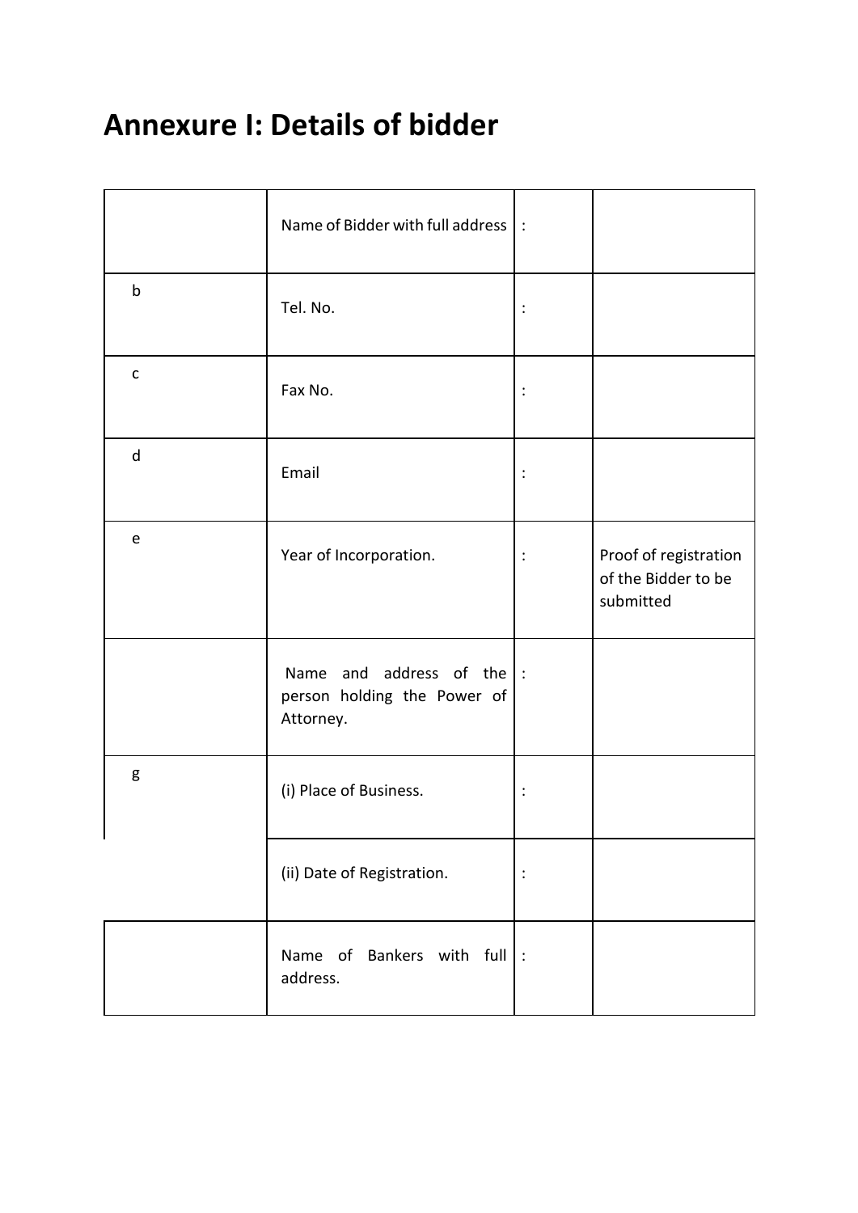# Annexure I: Details of bidder

| | | | |
|---|---|---|---|
| | Name of Bidder with full address | : | |
| b | Tel. No. | : | |
| c | Fax No. | : | |
| d | Email | : | |
| e | Year of Incorporation. | : | Proof of registration of the Bidder to be submitted |
| | Name and address of the person holding the Power of Attorney. | : | |
| g | (i) Place of Business. | : | |
| | (ii) Date of Registration. | : | |
| | Name of Bankers with full address. | : | |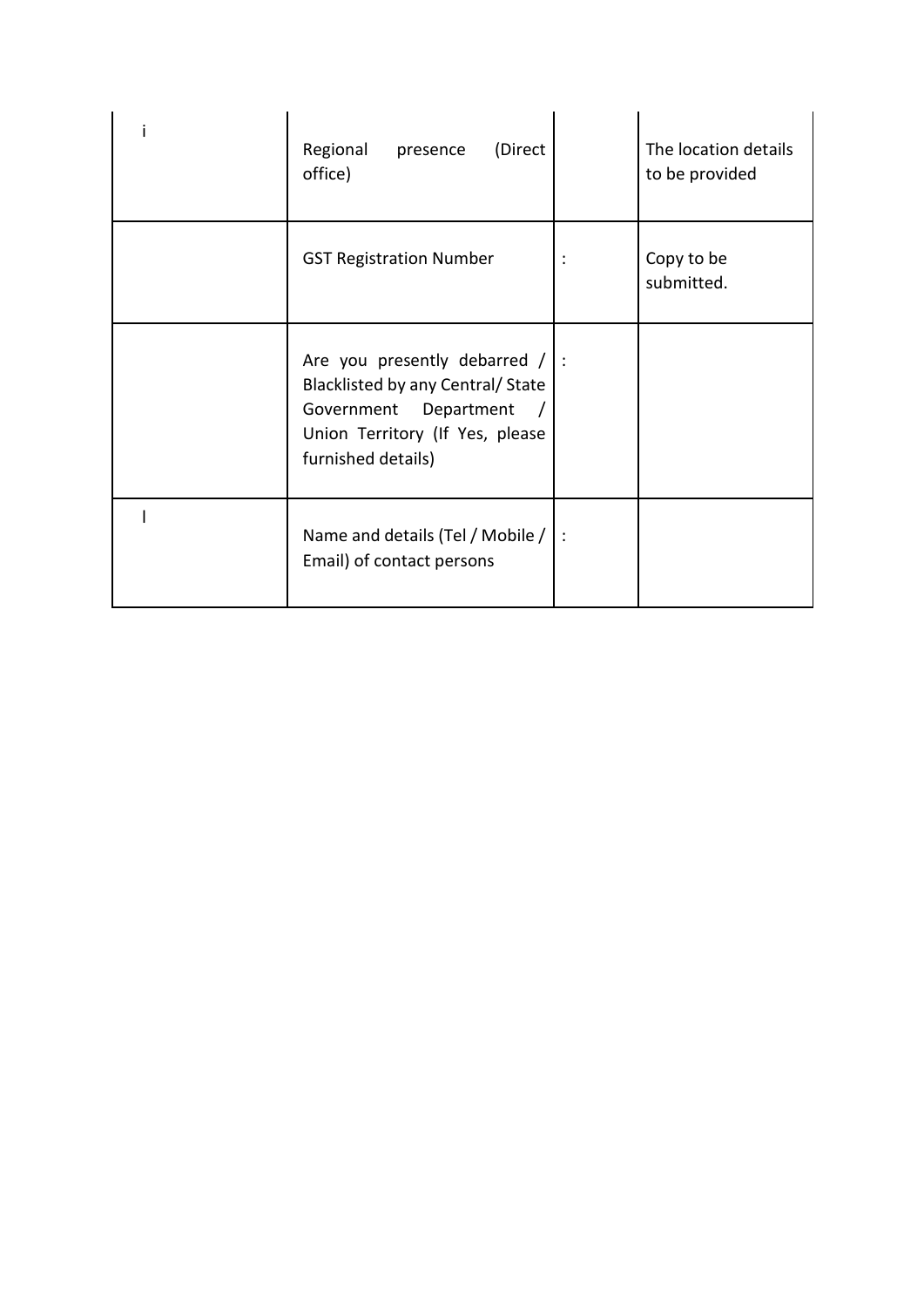| | | | |
|---|---|---|---|
| i | Regional presence (Direct office) | | The location details to be provided |
| | GST Registration Number | : | Copy to be submitted. |
| | Are you presently debarred / Blacklisted by any Central/ State Government Department / Union Territory (If Yes, please furnished details) | : | |
| l | Name and details (Tel / Mobile / Email) of contact persons | : | |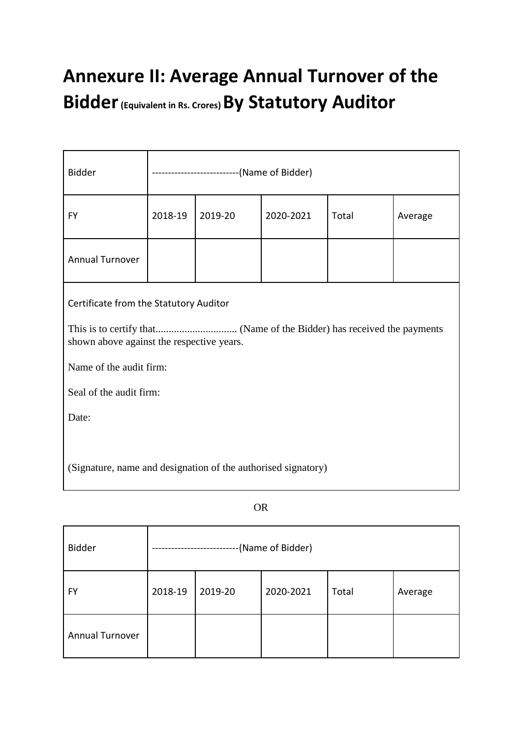# Annexure II: Average Annual Turnover of the Bidder (Equivalent in Rs. Crores) By Statutory Auditor

| Bidder | --------------------------(Name of Bidder) | | | | |
|---|---|---|---|---|---|
| FY | 2018-19 | 2019-20 | 2020-2021 | Total | Average |
| Annual Turnover | | | | | |

Certificate from the Statutory Auditor

This is to certify that.............................. (Name of the Bidder) has received the payments shown above against the respective years.

Name of the audit firm:

Seal of the audit firm:

Date:

(Signature, name and designation of the authorised signatory)

OR

| Bidder | --------------------------(Name of Bidder) | | | | |
|---|---|---|---|---|---|
| FY | 2018-19 | 2019-20 | 2020-2021 | Total | Average |
| Annual Turnover | | | | | |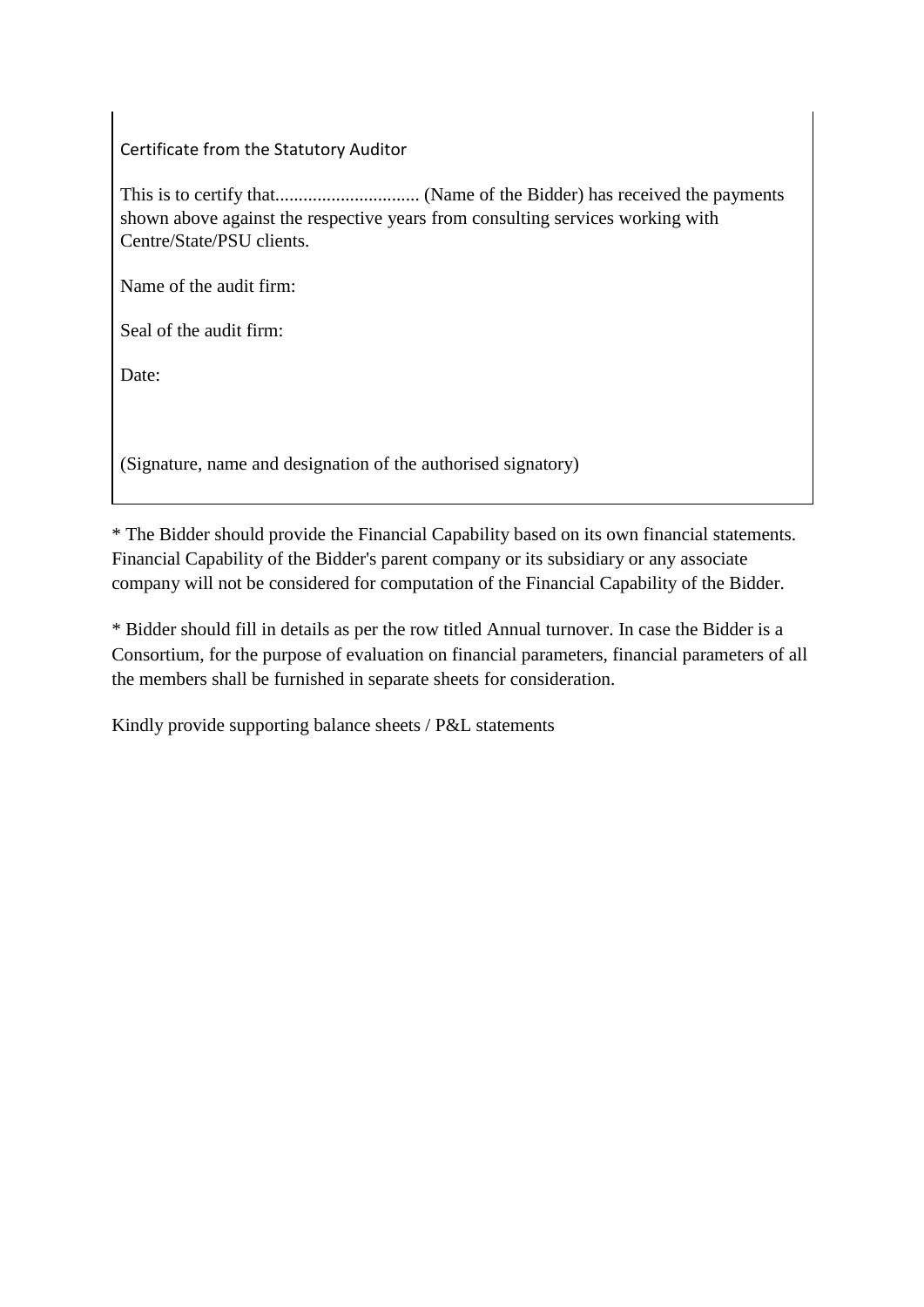Certificate from the Statutory Auditor

This is to certify that............................... (Name of the Bidder) has received the payments shown above against the respective years from consulting services working with Centre/State/PSU clients.

Name of the audit firm:

Seal of the audit firm:

Date:

(Signature, name and designation of the authorised signatory)

* The Bidder should provide the Financial Capability based on its own financial statements. Financial Capability of the Bidder's parent company or its subsidiary or any associate company will not be considered for computation of the Financial Capability of the Bidder.

* Bidder should fill in details as per the row titled Annual turnover. In case the Bidder is a Consortium, for the purpose of evaluation on financial parameters, financial parameters of all the members shall be furnished in separate sheets for consideration.

Kindly provide supporting balance sheets / P&L statements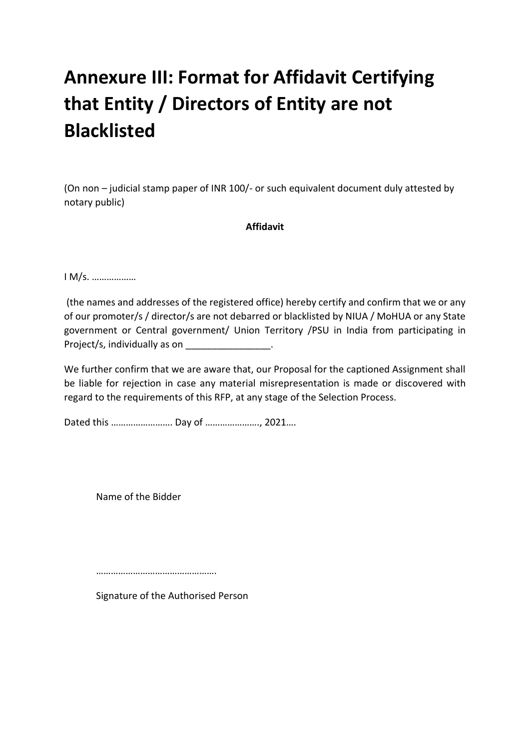# Annexure III: Format for Affidavit Certifying that Entity / Directors of Entity are not Blacklisted

(On non – judicial stamp paper of INR 100/- or such equivalent document duly attested by notary public)

**Affidavit**

I M/s. ………………

(the names and addresses of the registered office) hereby certify and confirm that we or any of our promoter/s / director/s are not debarred or blacklisted by NIUA / MoHUA or any State government or Central government/ Union Territory /PSU in India from participating in Project/s, individually as on ________________.

We further confirm that we are aware that, our Proposal for the captioned Assignment shall be liable for rejection in case any material misrepresentation is made or discovered with regard to the requirements of this RFP, at any stage of the Selection Process.

Dated this ……………………. Day of …………………., 2021….

Name of the Bidder

………………………………………….

Signature of the Authorised Person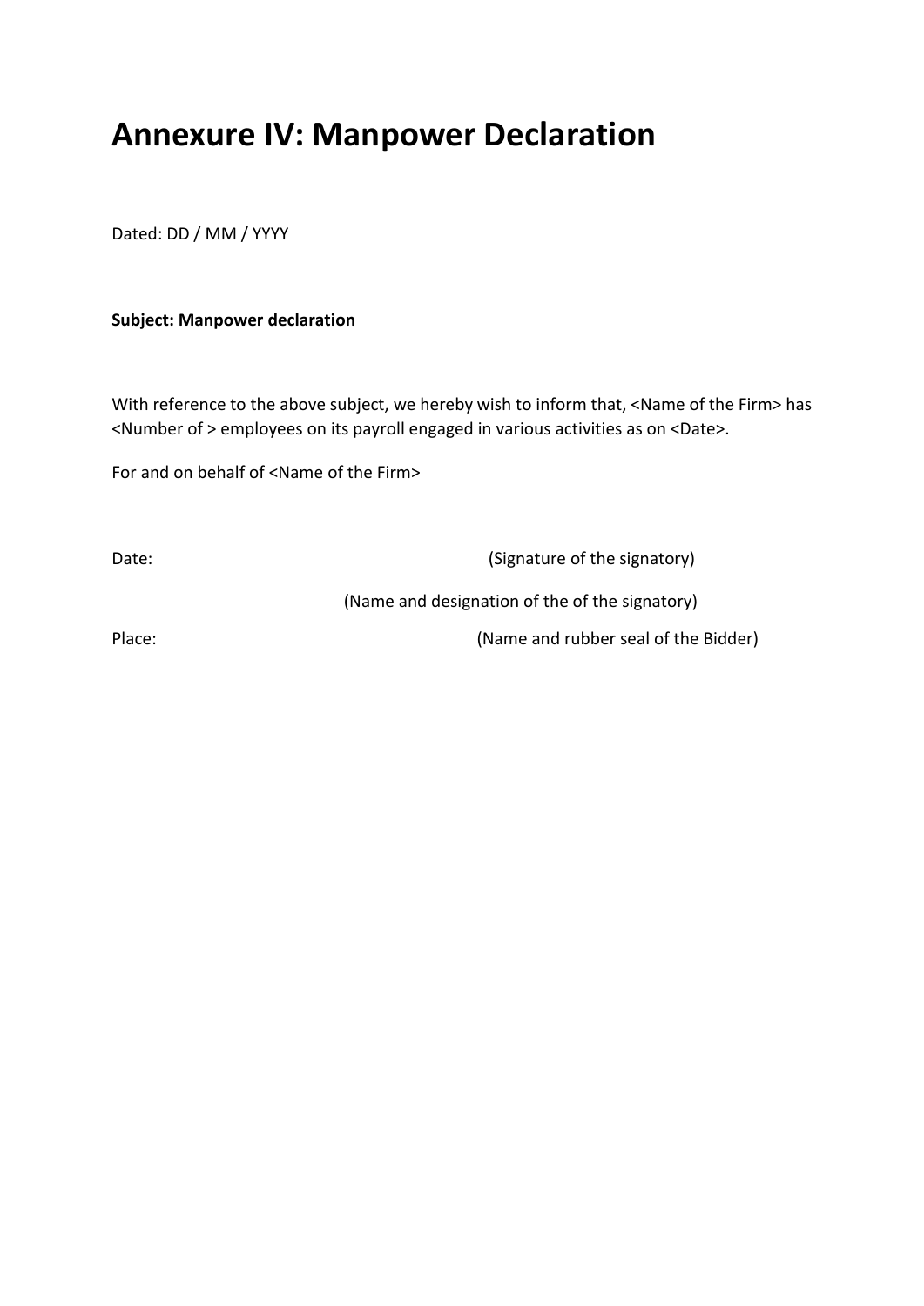# Annexure IV: Manpower Declaration

Dated: DD / MM / YYYY

**Subject: Manpower declaration**

With reference to the above subject, we hereby wish to inform that, <Name of the Firm> has <Number of > employees on its payroll engaged in various activities as on <Date>.

For and on behalf of <Name of the Firm>

Date: (Signature of the signatory)

(Name and designation of the of the signatory)

Place: (Name and rubber seal of the Bidder)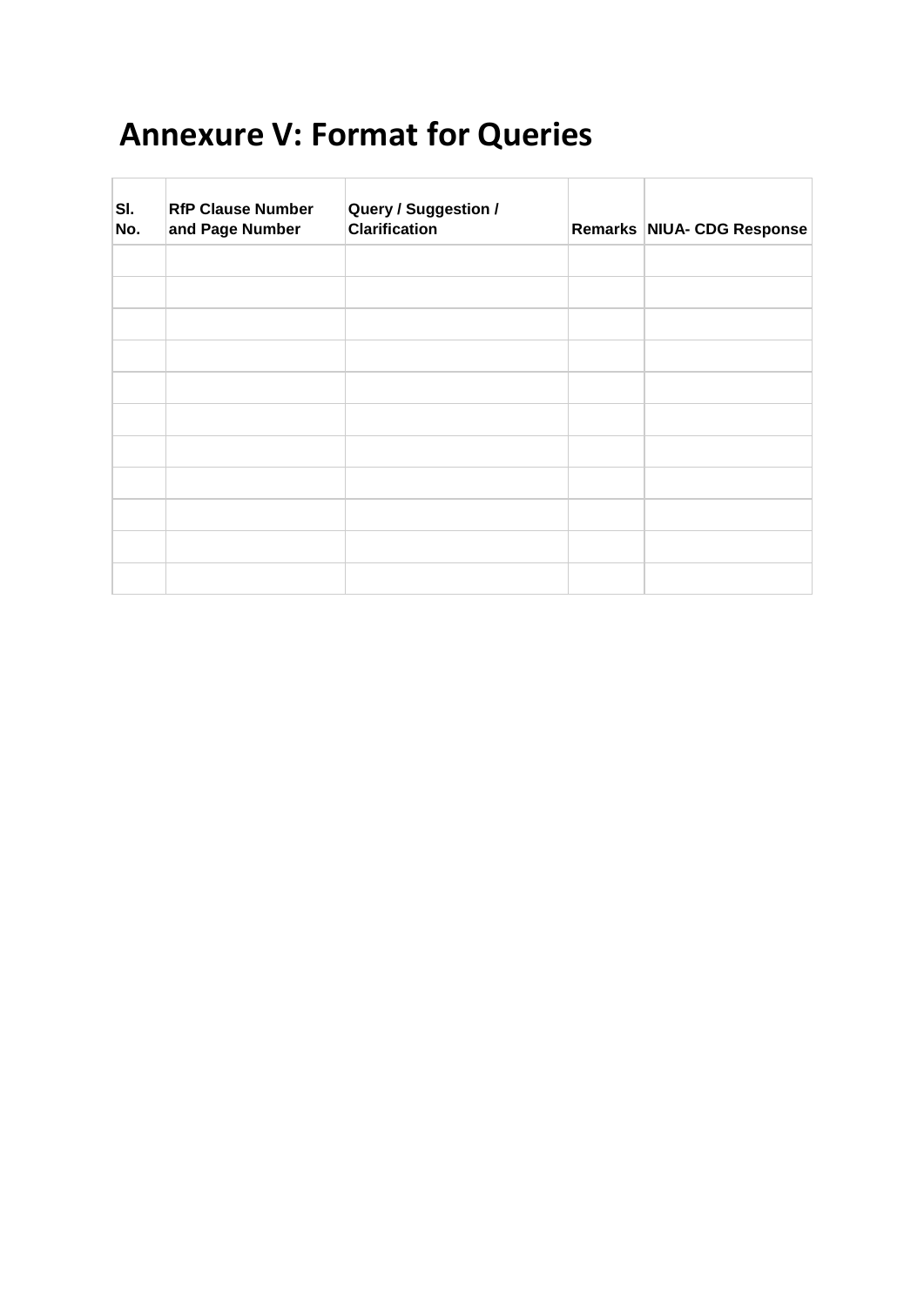# Annexure V: Format for Queries

| Sl. No. | RfP Clause Number and Page Number | Query / Suggestion / Clarification | Remarks | NIUA- CDG Response |
|---|---|---|---|---|
| | | | | |
| | | | | |
| | | | | |
| | | | | |
| | | | | |
| | | | | |
| | | | | |
| | | | | |
| | | | | |
| | | | | |
| | | | | |